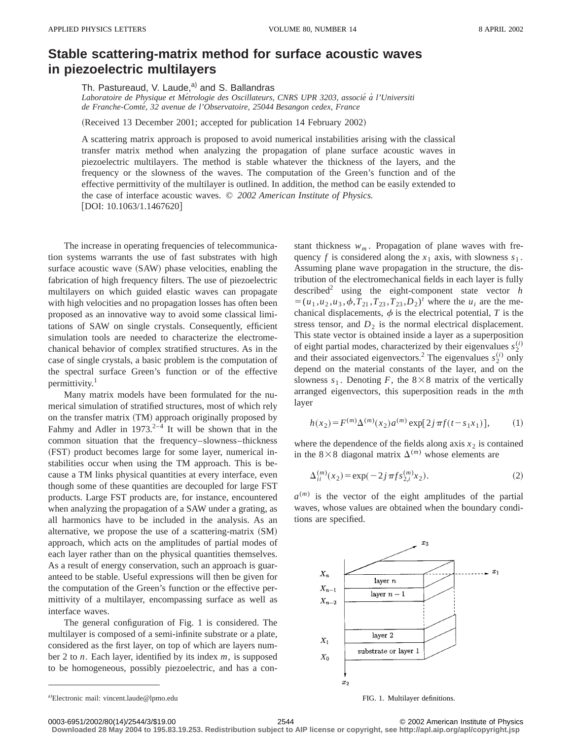# Stable scattering-matrix method for surface acoustic waves in piezoelectric multilayers

Th. Pastureaud, V. Laude,[a)] and S. Ballandras

*Laboratoire de Physique et Métrologie des Oscillateurs, CNRS UPR 3203, associé à l'Universiti de Franche-Comté, 32 avenue de l'Observatoire, 25044 Besangon cedex, France*

(Received 13 December 2001; accepted for publication 14 February 2002)

A scattering matrix approach is proposed to avoid numerical instabilities arising with the classical transfer matrix method when analyzing the propagation of plane surface acoustic waves in piezoelectric multilayers. The method is stable whatever the thickness of the layers, and the frequency or the slowness of the waves. The computation of the Green's function and of the effective permittivity of the multilayer is outlined. In addition, the method can be easily extended to the case of interface acoustic waves. © *2002 American Institute of Physics.* [DOI: 10.1063/1.1467620]

The increase in operating frequencies of telecommunication systems warrants the use of fast substrates with high surface acoustic wave (SAW) phase velocities, enabling the fabrication of high frequency filters. The use of piezoelectric multilayers on which guided elastic waves can propagate with high velocities and no propagation losses has often been proposed as an innovative way to avoid some classical limitations of SAW on single crystals. Consequently, efficient simulation tools are needed to characterize the electromechanical behavior of complex stratified structures. As in the case of single crystals, a basic problem is the computation of the spectral surface Green's function or of the effective permittivity.[1]

Many matrix models have been formulated for the numerical simulation of stratified structures, most of which rely on the transfer matrix (TM) approach originally proposed by Fahmy and Adler in 1973.[2–4] It will be shown that in the common situation that the frequency–slowness–thickness (FST) product becomes large for some layer, numerical instabilities occur when using the TM approach. This is because a TM links physical quantities at every interface, even though some of these quantities are decoupled for large FST products. Large FST products are, for instance, encountered when analyzing the propagation of a SAW under a grating, as all harmonics have to be included in the analysis. As an alternative, we propose the use of a scattering-matrix (SM) approach, which acts on the amplitudes of partial modes of each layer rather than on the physical quantities themselves. As a result of energy conservation, such an approach is guaranteed to be stable. Useful expressions will then be given for the computation of the Green's function or the effective permittivity of a multilayer, encompassing surface as well as interface waves.

The general configuration of Fig. 1 is considered. The multilayer is composed of a semi-infinite substrate or a plate, considered as the first layer, on top of which are layers number 2 to $n$. Each layer, identified by its index $m$, is supposed to be homogeneous, possibly piezoelectric, and has a constant thickness $w_m$. Propagation of plane waves with frequency $f$ is considered along the $x_1$ axis, with slowness $s_1$. Assuming plane wave propagation in the structure, the distribution of the electromechanical fields in each layer is fully described[2] using the eight-component state vector $h = (u_1, u_2, u_3, \phi, T_{21}, T_{23}, T_{23}, D_2)^t$ where the $u_i$ are the mechanical displacements, $\phi$ is the electrical potential, $T$ is the stress tensor, and $D_2$ is the normal electrical displacement. This state vector is obtained inside a layer as a superposition of eight partial modes, characterized by their eigenvalues $s_2^{(i)}$ and their associated eigenvectors.[2] The eigenvalues $s_2^{(i)}$ only depend on the material constants of the layer, and on the slowness $s_1$. Denoting $F$, the $8\times8$ matrix of the vertically arranged eigenvectors, this superposition reads in the $m$th layer

$$h(x_2) = F^{(m)}\Delta^{(m)}(x_2)a^{(m)}\exp[2j\pi f(t - s_1x_1)], \tag{1}$$

where the dependence of the fields along axis $x_2$ is contained in the $8\times8$ diagonal matrix $\Delta^{(m)}$ whose elements are

$$\Delta_{ii}^{(m)}(x_2) = \exp(-2j\pi f s_{2,i}^{(m)} x_2). \tag{2}$$

$a^{(m)}$ is the vector of the eight amplitudes of the partial waves, whose values are obtained when the boundary conditions are specified.

FIG. 1. Multilayer definitions.

[a)]Electronic mail: vincent.laude@lpmo.edu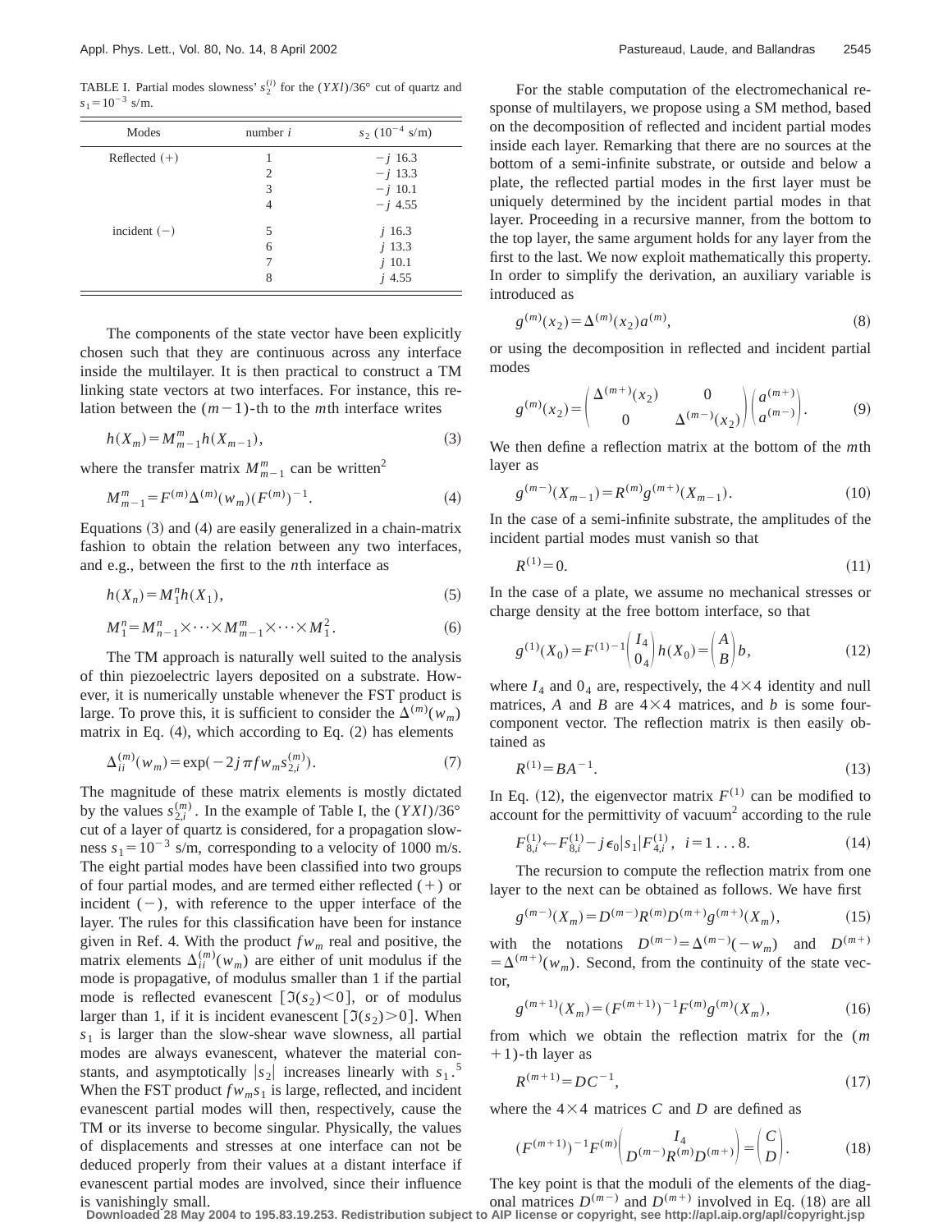TABLE I. Partial modes slowness' $s_2^{(i)}$ for the $(YXl)/36°$ cut of quartz and $s_1=10^{-3}$ s/m.

| Modes | number $i$ | $s_2$ ($10^{-4}$ s/m) |
|---|---|---|
| Reflected (+) | 1 | $-j$ 16.3 |
| | 2 | $-j$ 13.3 |
| | 3 | $-j$ 10.1 |
| | 4 | $-j$ 4.55 |
| incident (−) | 5 | $j$ 16.3 |
| | 6 | $j$ 13.3 |
| | 7 | $j$ 10.1 |
| | 8 | $j$ 4.55 |

The components of the state vector have been explicitly chosen such that they are continuous across any interface inside the multilayer. It is then practical to construct a TM linking state vectors at two interfaces. For instance, this relation between the $(m-1)$-th to the $m$th interface writes

$$h(X_m)=M_{m-1}^m h(X_{m-1}), \tag{3}$$

where the transfer matrix $M_{m-1}^m$ can be written[2]

$$M_{m-1}^m=F^{(m)}\Delta^{(m)}(w_m)(F^{(m)})^{-1}. \tag{4}$$

Equations (3) and (4) are easily generalized in a chain-matrix fashion to obtain the relation between any two interfaces, and e.g., between the first to the $n$th interface as

$$h(X_n)=M_1^n h(X_1), \tag{5}$$

$$M_1^n=M_{n-1}^n\times\cdots\times M_{m-1}^m\times\cdots\times M_1^2. \tag{6}$$

The TM approach is naturally well suited to the analysis of thin piezoelectric layers deposited on a substrate. However, it is numerically unstable whenever the FST product is large. To prove this, it is sufficient to consider the $\Delta^{(m)}(w_m)$ matrix in Eq. (4), which according to Eq. (2) has elements

$$\Delta_{ii}^{(m)}(w_m)=\exp(-2j\pi f w_m s_{2,i}^{(m)}). \tag{7}$$

The magnitude of these matrix elements is mostly dictated by the values $s_{2,i}^{(m)}$. In the example of Table I, the $(YXl)/36°$ cut of a layer of quartz is considered, for a propagation slowness $s_1=10^{-3}$ s/m, corresponding to a velocity of 1000 m/s. The eight partial modes have been classified into two groups of four partial modes, and are termed either reflected (+) or incident (−), with reference to the upper interface of the layer. The rules for this classification have been for instance given in Ref. 4. With the product $fw_m$ real and positive, the matrix elements $\Delta_{ii}^{(m)}(w_m)$ are either of unit modulus if the mode is propagative, of modulus smaller than 1 if the partial mode is reflected evanescent $[\Im(s_2)<0]$, or of modulus larger than 1, if it is incident evanescent $[\Im(s_2)>0]$. When $s_1$ is larger than the slow-shear wave slowness, all partial modes are always evanescent, whatever the material constants, and asymptotically $|s_2|$ increases linearly with $s_1$.[5] When the FST product $fw_m s_1$ is large, reflected, and incident evanescent partial modes will then, respectively, cause the TM or its inverse to become singular. Physically, the values of displacements and stresses at one interface can not be deduced properly from their values at a distant interface if evanescent partial modes are involved, since their influence is vanishingly small.

For the stable computation of the electromechanical response of multilayers, we propose using a SM method, based on the decomposition of reflected and incident partial modes inside each layer. Remarking that there are no sources at the bottom of a semi-infinite substrate, or outside and below a plate, the reflected partial modes in the first layer must be uniquely determined by the incident partial modes in that layer. Proceeding in a recursive manner, from the bottom to the top layer, the same argument holds for any layer from the first to the last. We now exploit mathematically this property. In order to simplify the derivation, an auxiliary variable is introduced as

$$g^{(m)}(x_2)=\Delta^{(m)}(x_2)a^{(m)}, \tag{8}$$

or using the decomposition in reflected and incident partial modes

$$g^{(m)}(x_2)=\begin{pmatrix}\Delta^{(m+)}(x_2) & 0\\ 0 & \Delta^{(m-)}(x_2)\end{pmatrix}\begin{pmatrix}a^{(m+)}\\ a^{(m-)}\end{pmatrix}. \tag{9}$$

We then define a reflection matrix at the bottom of the $m$th layer as

$$g^{(m-)}(X_{m-1})=R^{(m)}g^{(m+)}(X_{m-1}). \tag{10}$$

In the case of a semi-infinite substrate, the amplitudes of the incident partial modes must vanish so that

$$R^{(1)}=0. \tag{11}$$

In the case of a plate, we assume no mechanical stresses or charge density at the free bottom interface, so that

$$g^{(1)}(X_0)=F^{(1)-1}\begin{pmatrix}I_4\\ 0_4\end{pmatrix}h(X_0)=\begin{pmatrix}A\\ B\end{pmatrix}b, \tag{12}$$

where $I_4$ and $0_4$ are, respectively, the $4\times4$ identity and null matrices, $A$ and $B$ are $4\times4$ matrices, and $b$ is some four-component vector. The reflection matrix is then easily obtained as

$$R^{(1)}=BA^{-1}. \tag{13}$$

In Eq. (12), the eigenvector matrix $F^{(1)}$ can be modified to account for the permittivity of vacuum[2] according to the rule

$$F_{8,i}^{(1)}\leftarrow F_{8,i}^{(1)}-j\epsilon_0|s_1|F_{4,i}^{(1)},\quad i=1\ldots8. \tag{14}$$

The recursion to compute the reflection matrix from one layer to the next can be obtained as follows. We have first

$$g^{(m-)}(X_m)=D^{(m-)}R^{(m)}D^{(m+)}g^{(m+)}(X_m), \tag{15}$$

with the notations $D^{(m-)}=\Delta^{(m-)}(-w_m)$ and $D^{(m+)}=\Delta^{(m+)}(w_m)$. Second, from the continuity of the state vector,

$$g^{(m+1)}(X_m)=(F^{(m+1)})^{-1}F^{(m)}g^{(m)}(X_m), \tag{16}$$

from which we obtain the reflection matrix for the $(m+1)$-th layer as

$$R^{(m+1)}=DC^{-1}, \tag{17}$$

where the $4\times4$ matrices $C$ and $D$ are defined as

$$(F^{(m+1)})^{-1}F^{(m)}\begin{pmatrix}I_4\\ D^{(m-)}R^{(m)}D^{(m+)}\end{pmatrix}=\begin{pmatrix}C\\ D\end{pmatrix}. \tag{18}$$

The key point is that the moduli of the elements of the diagonal matrices $D^{(m-)}$ and $D^{(m+)}$ involved in Eq. (18) are all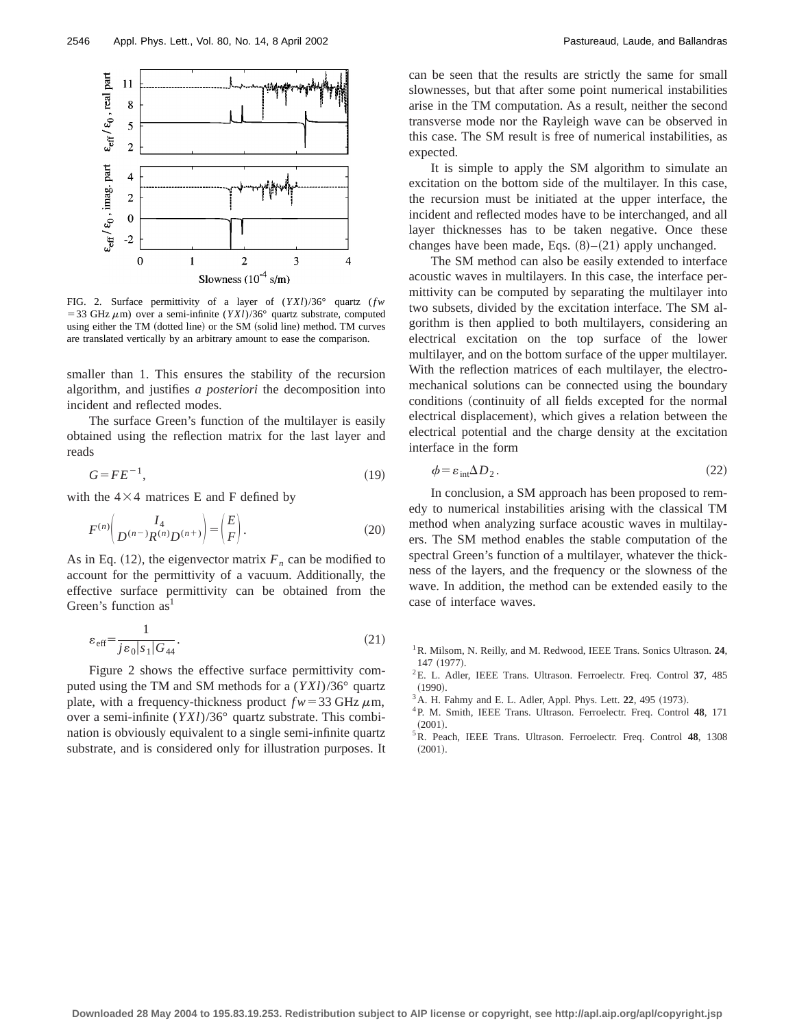11
8
5
2
$\varepsilon_{\rm eff}/\varepsilon_0$, real part

4
2
0
-2
$\varepsilon_{\rm eff}/\varepsilon_0$, imag. part

0 1 2 3 4
Slowness ($10^{-4}$ s/m)

FIG. 2. Surface permittivity of a layer of $(YXl)/36°$ quartz ($fw = 33$ GHz $\mu$m) over a semi-infinite $(YXl)/36°$ quartz substrate, computed using either the TM (dotted line) or the SM (solid line) method. TM curves are translated vertically by an arbitrary amount to ease the comparison.

smaller than 1. This ensures the stability of the recursion algorithm, and justifies *a posteriori* the decomposition into incident and reflected modes.

The surface Green's function of the multilayer is easily obtained using the reflection matrix for the last layer and reads

$$G = FE^{-1}, \tag{19}$$

with the $4\times4$ matrices E and F defined by

$$F^{(n)}\begin{pmatrix} I_4 \\ D^{(n-)}R^{(n)}D^{(n+)} \end{pmatrix} = \begin{pmatrix} E \\ F \end{pmatrix}. \tag{20}$$

As in Eq. (12), the eigenvector matrix $F_n$ can be modified to account for the permittivity of a vacuum. Additionally, the effective surface permittivity can be obtained from the Green's function as[1]

$$\varepsilon_{\rm eff} = \frac{1}{j\varepsilon_0 |s_1| G_{44}}. \tag{21}$$

Figure 2 shows the effective surface permittivity computed using the TM and SM methods for a $(YXl)/36°$ quartz plate, with a frequency-thickness product $fw = 33$ GHz $\mu$m, over a semi-infinite $(YXl)/36°$ quartz substrate. This combination is obviously equivalent to a single semi-infinite quartz substrate, and is considered only for illustration purposes. It can be seen that the results are strictly the same for small slownesses, but that after some point numerical instabilities arise in the TM computation. As a result, neither the second transverse mode nor the Rayleigh wave can be observed in this case. The SM result is free of numerical instabilities, as expected.

It is simple to apply the SM algorithm to simulate an excitation on the bottom side of the multilayer. In this case, the recursion must be initiated at the upper interface, the incident and reflected modes have to be interchanged, and all layer thicknesses has to be taken negative. Once these changes have been made, Eqs. (8)–(21) apply unchanged.

The SM method can also be easily extended to interface acoustic waves in multilayers. In this case, the interface permittivity can be computed by separating the multilayer into two subsets, divided by the excitation interface. The SM algorithm is then applied to both multilayers, considering an electrical excitation on the top surface of the lower multilayer, and on the bottom surface of the upper multilayer. With the reflection matrices of each multilayer, the electromechanical solutions can be connected using the boundary conditions (continuity of all fields excepted for the normal electrical displacement), which gives a relation between the electrical potential and the charge density at the excitation interface in the form

$$\phi = \varepsilon_{\rm int}\Delta D_2. \tag{22}$$

In conclusion, a SM approach has been proposed to remedy to numerical instabilities arising with the classical TM method when analyzing surface acoustic waves in multilayers. The SM method enables the stable computation of the spectral Green's function of a multilayer, whatever the thickness of the layers, and the frequency or the slowness of the wave. In addition, the method can be extended easily to the case of interface waves.

[1] R. Milsom, N. Reilly, and M. Redwood, IEEE Trans. Sonics Ultrason. **24**, 147 (1977).
[2] E. L. Adler, IEEE Trans. Ultrason. Ferroelectr. Freq. Control **37**, 485 (1990).
[3] A. H. Fahmy and E. L. Adler, Appl. Phys. Lett. **22**, 495 (1973).
[4] P. M. Smith, IEEE Trans. Ultrason. Ferroelectr. Freq. Control **48**, 171 (2001).
[5] R. Peach, IEEE Trans. Ultrason. Ferroelectr. Freq. Control **48**, 1308 (2001).